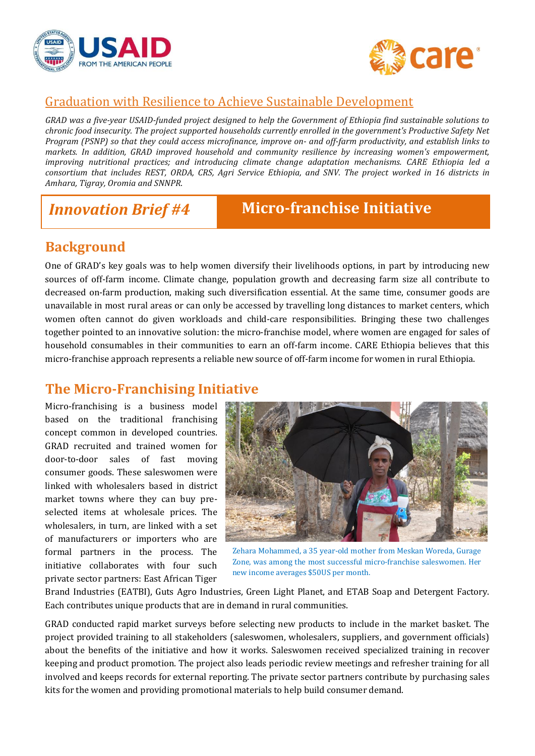## Graduation with Resilience to Achieve Sustainable Development

*GRAD was a five-year USAID-funded project designed to help the Government of Ethiopia find sustainable solutions to chronic food insecurity. The project supported households currently enrolled in the government's Productive Safety Net Program (PSNP) so that they could access microfinance, improve on- and off-farm productivity, and establish links to markets. In addition, GRAD improved household and community resilience by increasing women's empowerment, improving nutritional practices; and introducing climate change adaptation mechanisms. CARE Ethiopia led a consortium that includes REST, ORDA, CRS, Agri Service Ethiopia, and SNV. The project worked in 16 districts in Amhara, Tigray, Oromia and SNNPR.*

# *Innovation Brief #4* Micro-franchise Initiative

## Background

One of GRAD's key goals was to help women diversify their livelihoods options, in part by introducing new sources of off-farm income. Climate change, population growth and decreasing farm size all contribute to decreased on-farm production, making such diversification essential. At the same time, consumer goods are unavailable in most rural areas or can only be accessed by travelling long distances to market centers, which women often cannot do given workloads and child-care responsibilities. Bringing these two challenges together pointed to an innovative solution: the micro-franchise model, where women are engaged for sales of household consumables in their communities to earn an off-farm income. CARE Ethiopia believes that this micro-franchise approach represents a reliable new source of off-farm income for women in rural Ethiopia.

## The Micro-Franchising Initiative

Micro-franchising is a business model based on the traditional franchising concept common in developed countries. GRAD recruited and trained women for door-to-door sales of fast moving consumer goods. These saleswomen were linked with wholesalers based in district market towns where they can buy pre-selected items at wholesale prices. The wholesalers, in turn, are linked with a set of manufacturers or importers who are formal partners in the process. The initiative collaborates with four such private sector partners: East African Tiger Brand Industries (EATBI), Guts Agro Industries, Green Light Planet, and ETAB Soap and Detergent Factory. Each contributes unique products that are in demand in rural communities.

Zehara Mohammed, a 35 year-old mother from Meskan Woreda, Gurage Zone, was among the most successful micro-franchise saleswomen. Her new income averages $50US per month.

GRAD conducted rapid market surveys before selecting new products to include in the market basket. The project provided training to all stakeholders (saleswomen, wholesalers, suppliers, and government officials) about the benefits of the initiative and how it works. Saleswomen received specialized training in recover keeping and product promotion. The project also leads periodic review meetings and refresher training for all involved and keeps records for external reporting. The private sector partners contribute by purchasing sales kits for the women and providing promotional materials to help build consumer demand.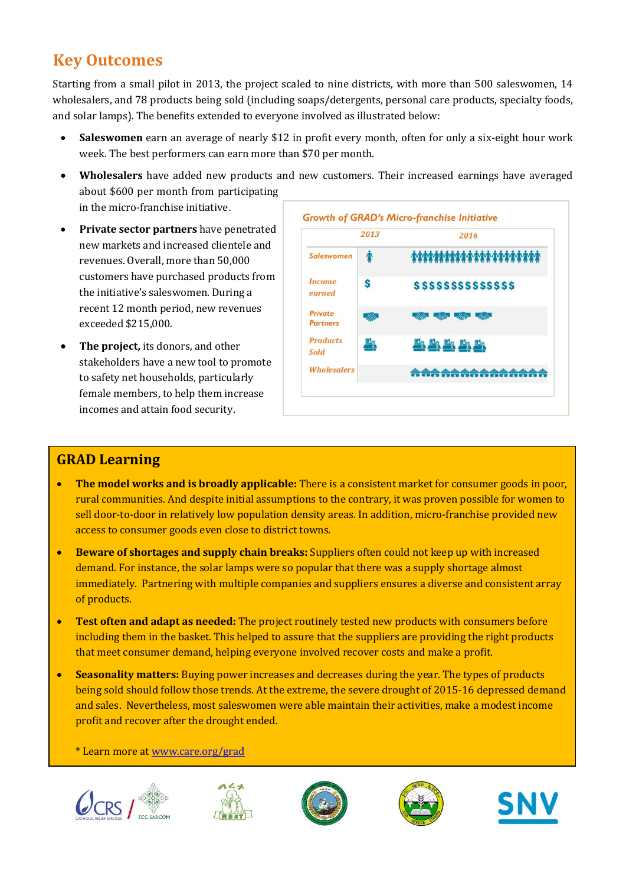## Key Outcomes

Starting from a small pilot in 2013, the project scaled to nine districts, with more than 500 saleswomen, 14 wholesalers, and 78 products being sold (including soaps/detergents, personal care products, specialty foods, and solar lamps). The benefits extended to everyone involved as illustrated below:

- **Saleswomen** earn an average of nearly $12 in profit every month, often for only a six-eight hour work week. The best performers can earn more than $70 per month.
- **Wholesalers** have added new products and new customers. Their increased earnings have averaged about $600 per month from participating in the micro-franchise initiative.
- **Private sector partners** have penetrated new markets and increased clientele and revenues. Overall, more than 50,000 customers have purchased products from the initiative's saleswomen. During a recent 12 month period, new revenues exceeded $215,000.
- **The project,** its donors, and other stakeholders have a new tool to promote to safety net households, particularly female members, to help them increase incomes and attain food security.

Growth of GRAD's Micro-franchise Initiative

2013

2016

Saleswomen

Income earned

$

$$$$$$$$$$$$$

Private Partners

Products Sold

Wholesalers

## GRAD Learning

- **The model works and is broadly applicable:** There is a consistent market for consumer goods in poor, rural communities. And despite initial assumptions to the contrary, it was proven possible for women to sell door-to-door in relatively low population density areas. In addition, micro-franchise provided new access to consumer goods even close to district towns.
- **Beware of shortages and supply chain breaks:** Suppliers often could not keep up with increased demand. For instance, the solar lamps were so popular that there was a supply shortage almost immediately. Partnering with multiple companies and suppliers ensures a diverse and consistent array of products.
- **Test often and adapt as needed:** The project routinely tested new products with consumers before including them in the basket. This helped to assure that the suppliers are providing the right products that meet consumer demand, helping everyone involved recover costs and make a profit.
- **Seasonality matters:** Buying power increases and decreases during the year. The types of products being sold should follow those trends. At the extreme, the severe drought of 2015-16 depressed demand and sales. Nevertheless, most saleswomen were able maintain their activities, make a modest income profit and recover after the drought ended.

\* Learn more at [www.care.org/grad](http://www.care.org/grad)